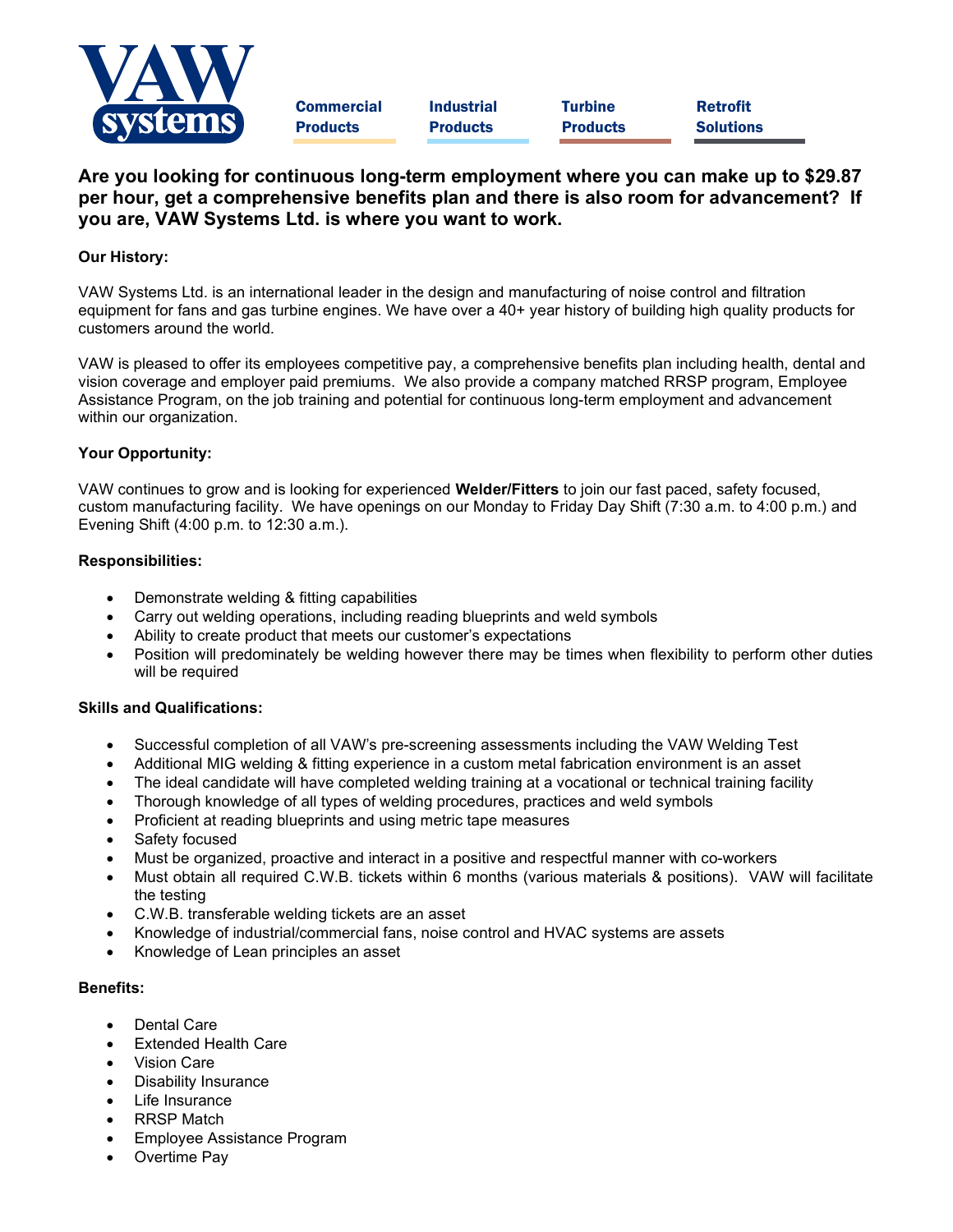VAW systems

Commercial Products | Industrial Products | Turbine Products | Retrofit Solutions

## Are you looking for continuous long-term employment where you can make up to $29.87 per hour, get a comprehensive benefits plan and there is also room for advancement? If you are, VAW Systems Ltd. is where you want to work.

**Our History:**

VAW Systems Ltd. is an international leader in the design and manufacturing of noise control and filtration equipment for fans and gas turbine engines. We have over a 40+ year history of building high quality products for customers around the world.

VAW is pleased to offer its employees competitive pay, a comprehensive benefits plan including health, dental and vision coverage and employer paid premiums. We also provide a company matched RRSP program, Employee Assistance Program, on the job training and potential for continuous long-term employment and advancement within our organization.

**Your Opportunity:**

VAW continues to grow and is looking for experienced **Welder/Fitters** to join our fast paced, safety focused, custom manufacturing facility. We have openings on our Monday to Friday Day Shift (7:30 a.m. to 4:00 p.m.) and Evening Shift (4:00 p.m. to 12:30 a.m.).

**Responsibilities:**

- Demonstrate welding & fitting capabilities
- Carry out welding operations, including reading blueprints and weld symbols
- Ability to create product that meets our customer's expectations
- Position will predominately be welding however there may be times when flexibility to perform other duties will be required

**Skills and Qualifications:**

- Successful completion of all VAW's pre-screening assessments including the VAW Welding Test
- Additional MIG welding & fitting experience in a custom metal fabrication environment is an asset
- The ideal candidate will have completed welding training at a vocational or technical training facility
- Thorough knowledge of all types of welding procedures, practices and weld symbols
- Proficient at reading blueprints and using metric tape measures
- Safety focused
- Must be organized, proactive and interact in a positive and respectful manner with co-workers
- Must obtain all required C.W.B. tickets within 6 months (various materials & positions). VAW will facilitate the testing
- C.W.B. transferable welding tickets are an asset
- Knowledge of industrial/commercial fans, noise control and HVAC systems are assets
- Knowledge of Lean principles an asset

**Benefits:**

- Dental Care
- Extended Health Care
- Vision Care
- Disability Insurance
- Life Insurance
- RRSP Match
- Employee Assistance Program
- Overtime Pay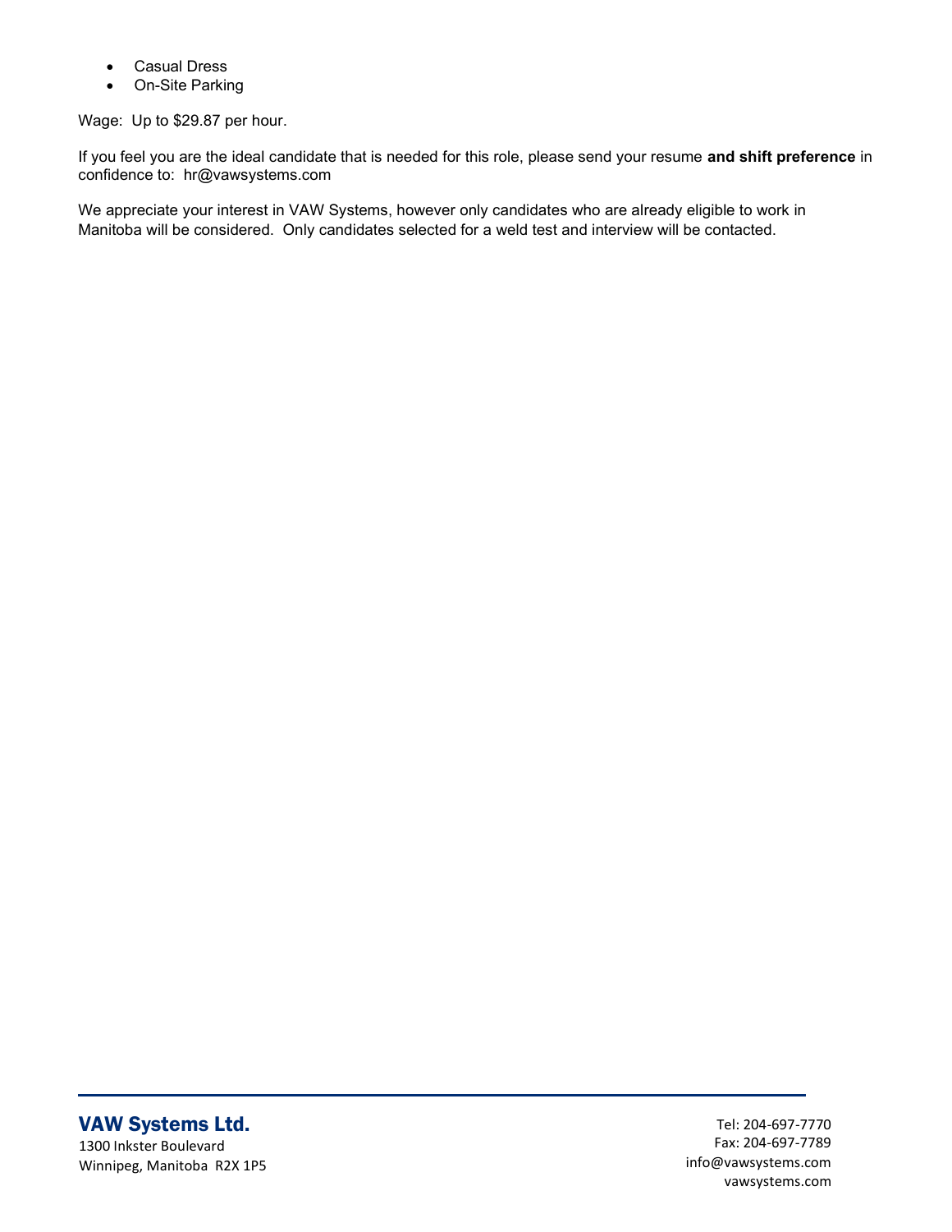- Casual Dress
- On-Site Parking

Wage: Up to $29.87 per hour.

If you feel you are the ideal candidate that is needed for this role, please send your resume **and shift preference** in confidence to: hr@vawsystems.com

We appreciate your interest in VAW Systems, however only candidates who are already eligible to work in Manitoba will be considered. Only candidates selected for a weld test and interview will be contacted.

**VAW Systems Ltd.**
1300 Inkster Boulevard
Winnipeg, Manitoba R2X 1P5

Tel: 204-697-7770
Fax: 204-697-7789
info@vawsystems.com
vawsystems.com